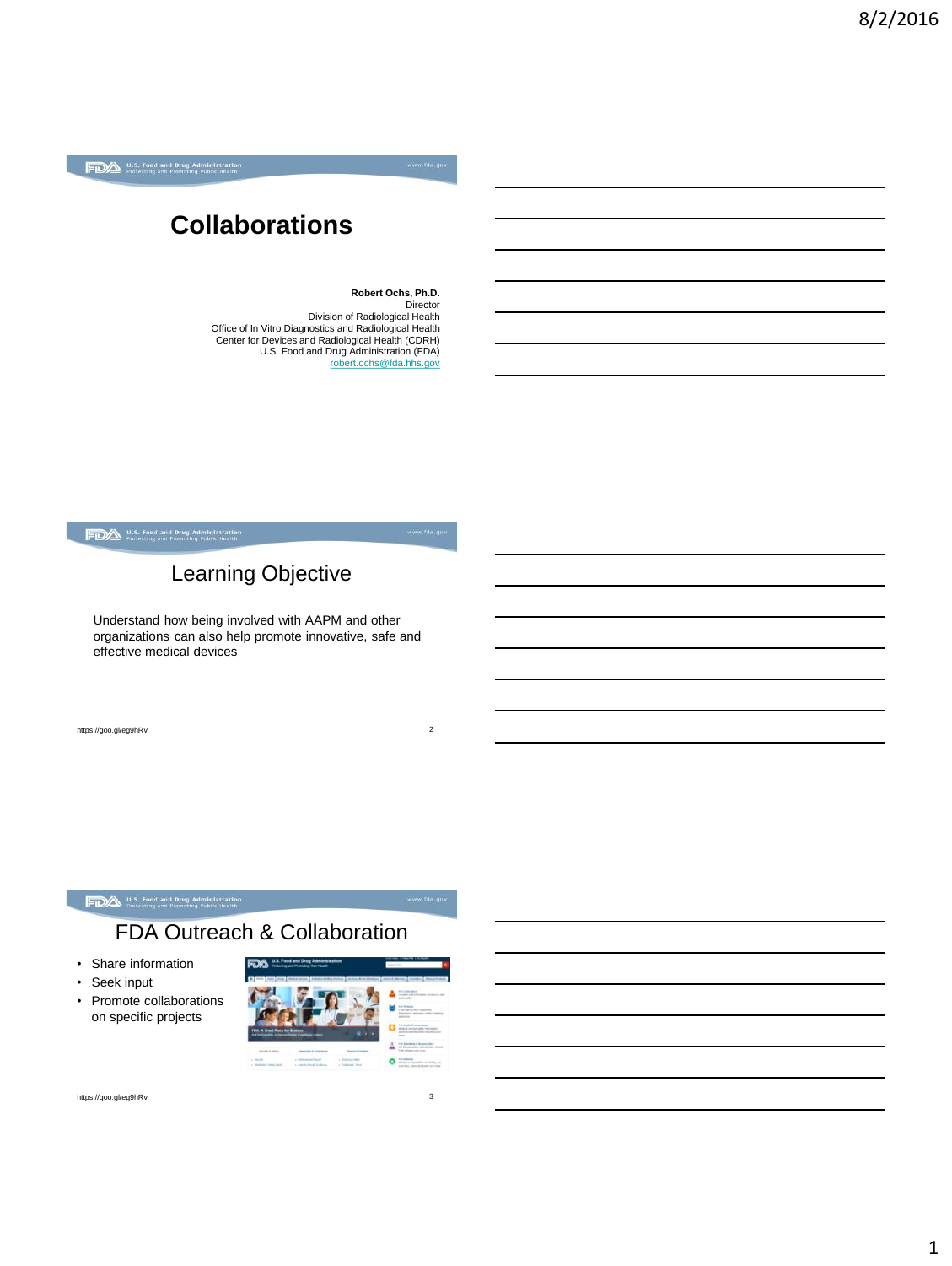# Collaborations

**Robert Ochs, Ph.D.**
Director
Division of Radiological Health
Office of In Vitro Diagnostics and Radiological Health
Center for Devices and Radiological Health (CDRH)
U.S. Food and Drug Administration (FDA)
robert.ochs@fda.hhs.gov

## Learning Objective

Understand how being involved with AAPM and other organizations can also help promote innovative, safe and effective medical devices

https://goo.gl/eg9hRv

## FDA Outreach & Collaboration

- Share information
- Seek input
- Promote collaborations on specific projects

https://goo.gl/eg9hRv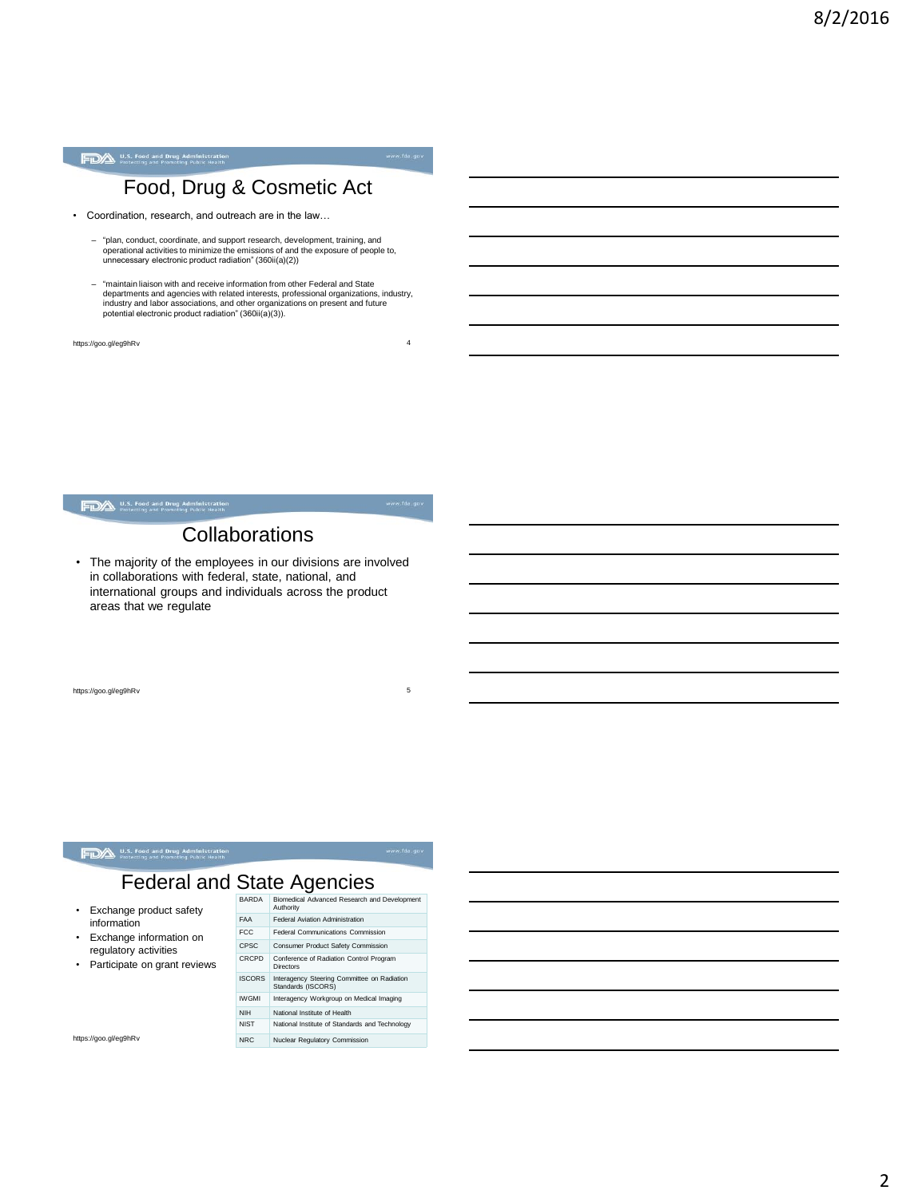## Food, Drug & Cosmetic Act

- Coordination, research, and outreach are in the law…
  - "plan, conduct, coordinate, and support research, development, training, and operational activities to minimize the emissions of and the exposure of people to, unnecessary electronic product radiation" (360ii(a)(2))
  - "maintain liaison with and receive information from other Federal and State departments and agencies with related interests, professional organizations, industry, industry and labor associations, and other organizations on present and future potential electronic product radiation" (360ii(a)(3)).

https://goo.gl/eg9hRv

## Collaborations

- The majority of the employees in our divisions are involved in collaborations with federal, state, national, and international groups and individuals across the product areas that we regulate

https://goo.gl/eg9hRv

## Federal and State Agencies

- Exchange product safety information
- Exchange information on regulatory activities
- Participate on grant reviews

| | |
|---|---|
| BARDA | Biomedical Advanced Research and Development Authority |
| FAA | Federal Aviation Administration |
| FCC | Federal Communications Commission |
| CPSC | Consumer Product Safety Commission |
| CRCPD | Conference of Radiation Control Program Directors |
| ISCORS | Interagency Steering Committee on Radiation Standards (ISCORS) |
| IWGMI | Interagency Workgroup on Medical Imaging |
| NIH | National Institute of Health |
| NIST | National Institute of Standards and Technology |
| NRC | Nuclear Regulatory Commission |

https://goo.gl/eg9hRv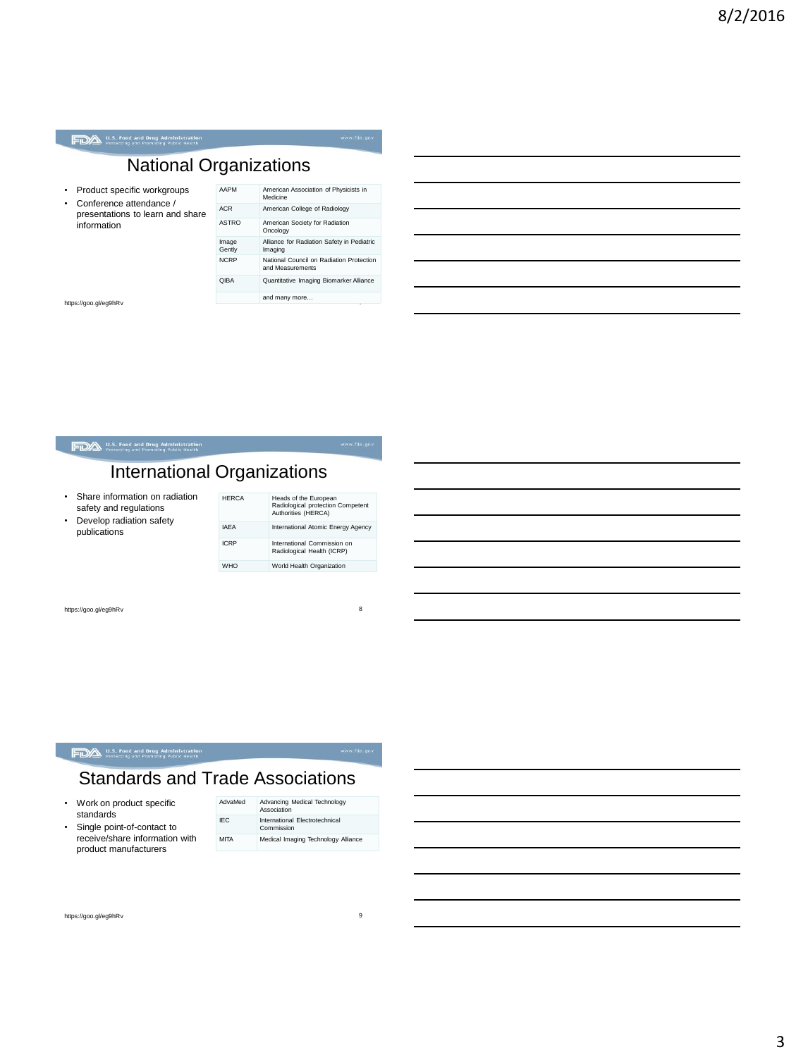## National Organizations

- Product specific workgroups
- Conference attendance / presentations to learn and share information

| | |
|---|---|
| AAPM | American Association of Physicists in Medicine |
| ACR | American College of Radiology |
| ASTRO | American Society for Radiation Oncology |
| Image Gently | Alliance for Radiation Safety in Pediatric Imaging |
| NCRP | National Council on Radiation Protection and Measurements |
| QIBA | Quantitative Imaging Biomarker Alliance |
| | and many more… |

https://goo.gl/eg9hRv

## International Organizations

- Share information on radiation safety and regulations
- Develop radiation safety publications

| | |
|---|---|
| HERCA | Heads of the European Radiological protection Competent Authorities (HERCA) |
| IAEA | International Atomic Energy Agency |
| ICRP | International Commission on Radiological Health (ICRP) |
| WHO | World Health Organization |

https://goo.gl/eg9hRv

## Standards and Trade Associations

- Work on product specific standards
- Single point-of-contact to receive/share information with product manufacturers

| | |
|---|---|
| AdvaMed | Advancing Medical Technology Association |
| IEC | International Electrotechnical Commission |
| MITA | Medical Imaging Technology Alliance |

https://goo.gl/eg9hRv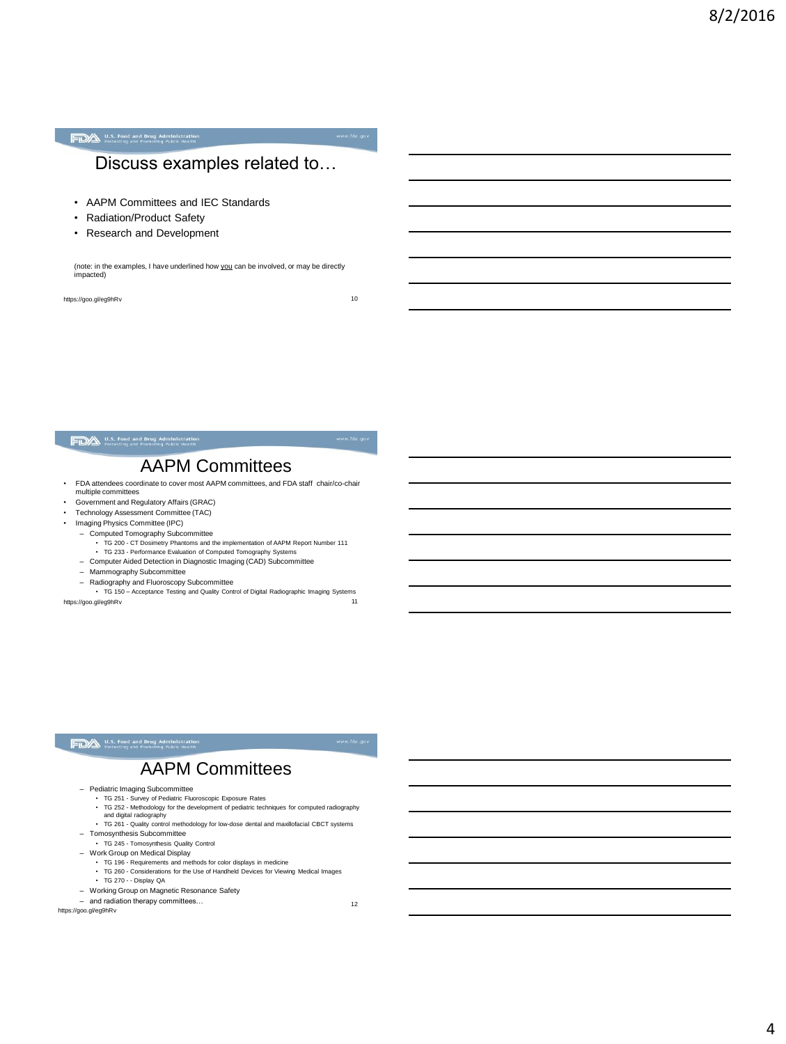## Discuss examples related to…

- AAPM Committees and IEC Standards
- Radiation/Product Safety
- Research and Development

(note: in the examples, I have underlined how <u>you</u> can be involved, or may be directly impacted)

https://goo.gl/eg9hRv

## AAPM Committees

- FDA attendees coordinate to cover most AAPM committees, and FDA staff chair/co-chair multiple committees
- Government and Regulatory Affairs (GRAC)
- Technology Assessment Committee (TAC)
- Imaging Physics Committee (IPC)
  - Computed Tomography Subcommittee
    - TG 200 - CT Dosimetry Phantoms and the implementation of AAPM Report Number 111
    - TG 233 - Performance Evaluation of Computed Tomography Systems
  - Computer Aided Detection in Diagnostic Imaging (CAD) Subcommittee
  - Mammography Subcommittee
  - Radiography and Fluoroscopy Subcommittee
    - TG 150 – Acceptance Testing and Quality Control of Digital Radiographic Imaging Systems

https://goo.gl/eg9hRv

## AAPM Committees

- Pediatric Imaging Subcommittee
  - TG 251 - Survey of Pediatric Fluoroscopic Exposure Rates
  - TG 252 - Methodology for the development of pediatric techniques for computed radiography and digital radiography
  - TG 261 - Quality control methodology for low-dose dental and maxillofacial CBCT systems
- Tomosynthesis Subcommittee
  - TG 245 - Tomosynthesis Quality Control
- Work Group on Medical Display
  - TG 196 - Requirements and methods for color displays in medicine
  - TG 260 - Considerations for the Use of Handheld Devices for Viewing Medical Images
  - TG 270 - - Display QA
- Working Group on Magnetic Resonance Safety
- and radiation therapy committees…

https://goo.gl/eg9hRv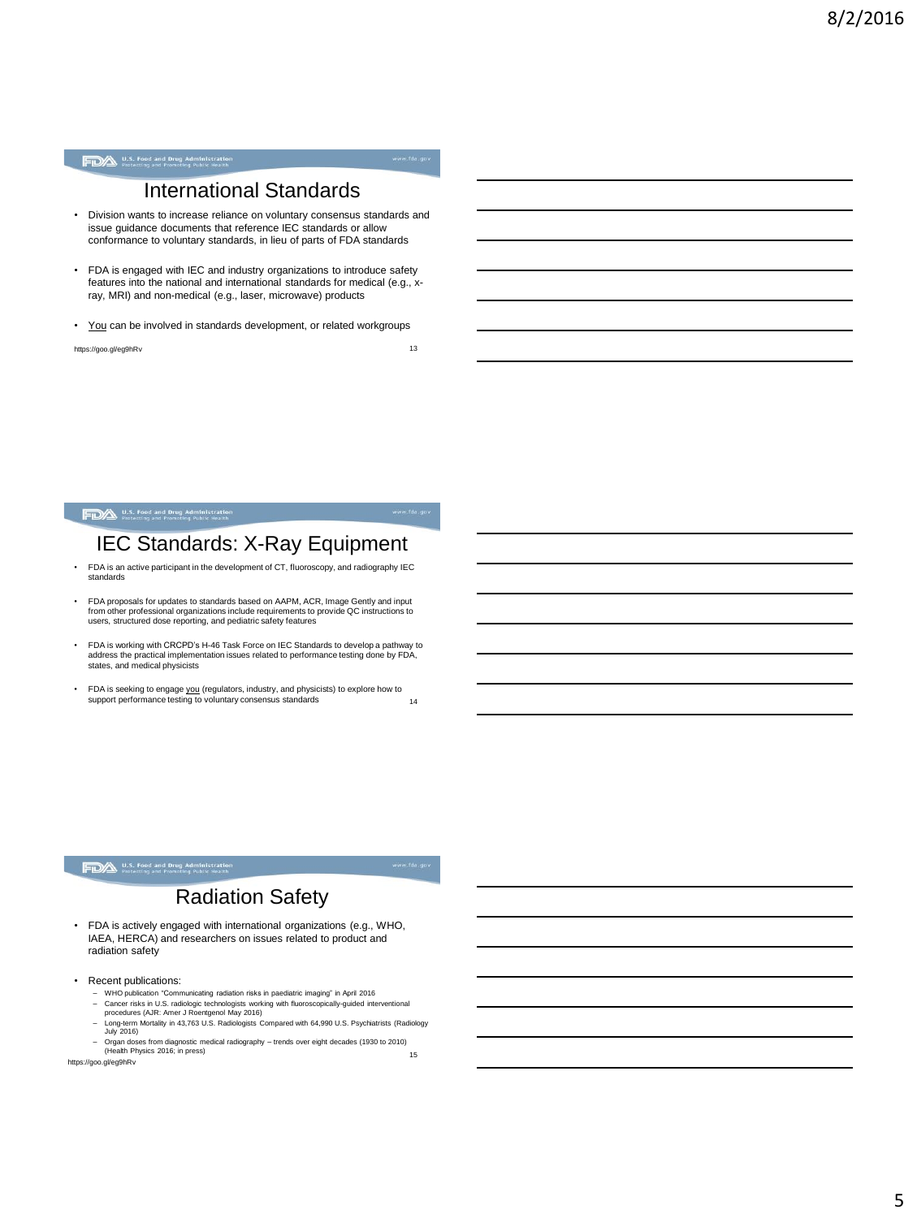## International Standards

- Division wants to increase reliance on voluntary consensus standards and issue guidance documents that reference IEC standards or allow conformance to voluntary standards, in lieu of parts of FDA standards
- FDA is engaged with IEC and industry organizations to introduce safety features into the national and international standards for medical (e.g., x-ray, MRI) and non-medical (e.g., laser, microwave) products
- You can be involved in standards development, or related workgroups

https://goo.gl/eg9hRv

## IEC Standards: X-Ray Equipment

- FDA is an active participant in the development of CT, fluoroscopy, and radiography IEC standards
- FDA proposals for updates to standards based on AAPM, ACR, Image Gently and input from other professional organizations include requirements to provide QC instructions to users, structured dose reporting, and pediatric safety features
- FDA is working with CRCPD's H-46 Task Force on IEC Standards to develop a pathway to address the practical implementation issues related to performance testing done by FDA, states, and medical physicists
- FDA is seeking to engage you (regulators, industry, and physicists) to explore how to support performance testing to voluntary consensus standards

## Radiation Safety

- FDA is actively engaged with international organizations (e.g., WHO, IAEA, HERCA) and researchers on issues related to product and radiation safety
- Recent publications:
  - WHO publication "Communicating radiation risks in paediatric imaging" in April 2016
  - Cancer risks in U.S. radiologic technologists working with fluoroscopically-guided interventional procedures (AJR: Amer J Roentgenol May 2016)
  - Long-term Mortality in 43,763 U.S. Radiologists Compared with 64,990 U.S. Psychiatrists (Radiology July 2016)
  - Organ doses from diagnostic medical radiography – trends over eight decades (1930 to 2010) (Health Physics 2016; in press)

https://goo.gl/eg9hRv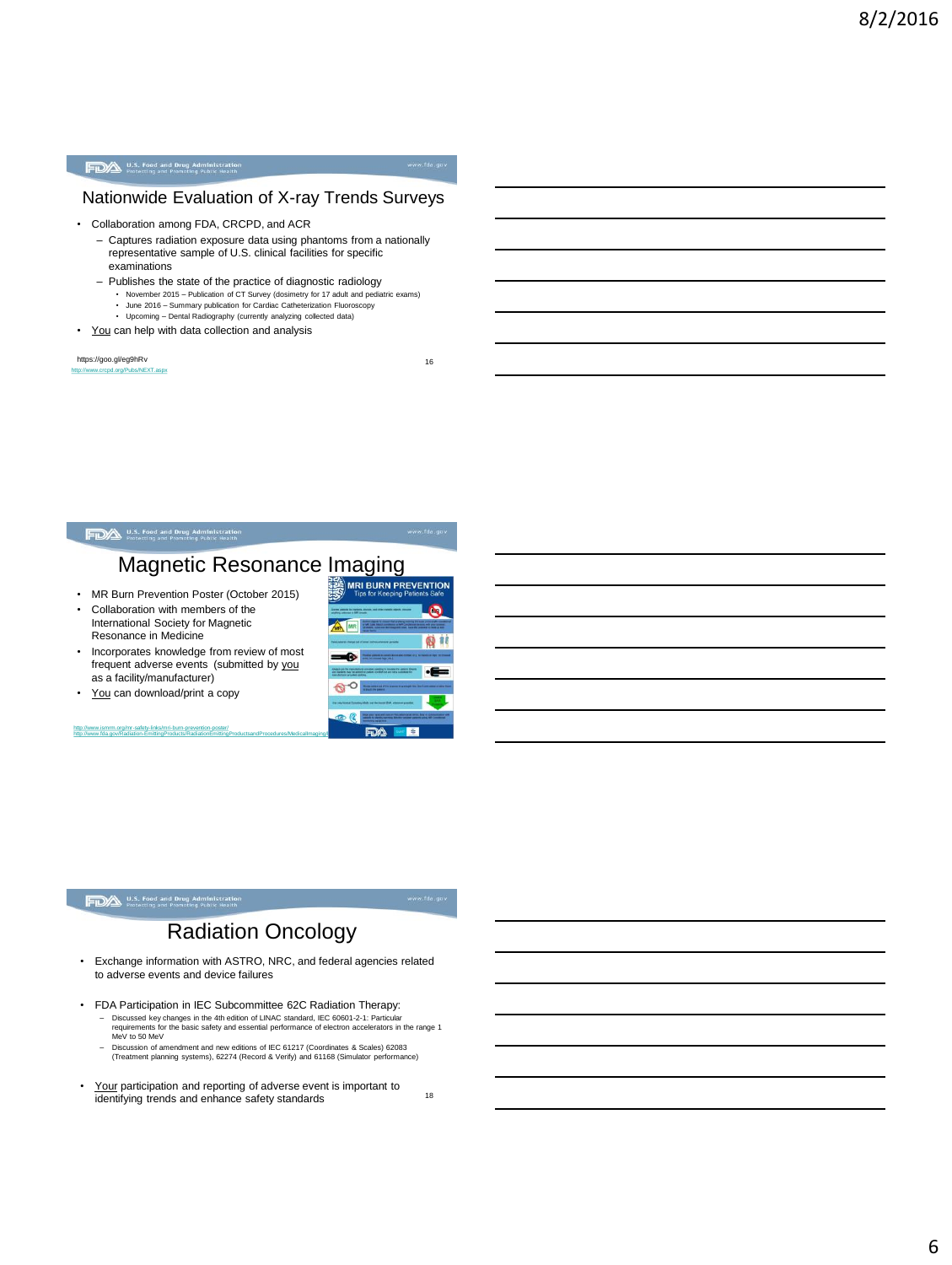## Nationwide Evaluation of X-ray Trends Surveys

- Collaboration among FDA, CRCPD, and ACR
  - Captures radiation exposure data using phantoms from a nationally representative sample of U.S. clinical facilities for specific examinations
  - Publishes the state of the practice of diagnostic radiology
    - November 2015 – Publication of CT Survey (dosimetry for 17 adult and pediatric exams)
    - June 2016 – Summary publication for Cardiac Catheterization Fluoroscopy
    - Upcoming – Dental Radiography (currently analyzing collected data)
- You can help with data collection and analysis

https://goo.gl/eg9hRv
http://www.crcpd.org/Pubs/NEXT.aspx

## Magnetic Resonance Imaging

- MR Burn Prevention Poster (October 2015)
- Collaboration with members of the International Society for Magnetic Resonance in Medicine
- Incorporates knowledge from review of most frequent adverse events (submitted by you as a facility/manufacturer)
- You can download/print a copy

http://www.ismrm.org/mr-safety-links/mri-burn-prevention-poster/
http://www.fda.gov/Radiation-EmittingProducts/RadiationEmittingProductsandProcedures/MedicalImaging/

## Radiation Oncology

- Exchange information with ASTRO, NRC, and federal agencies related to adverse events and device failures
- FDA Participation in IEC Subcommittee 62C Radiation Therapy:
  - Discussed key changes in the 4th edition of LINAC standard, IEC 60601-2-1: Particular requirements for the basic safety and essential performance of electron accelerators in the range 1 MeV to 50 MeV
  - Discussion of amendment and new editions of IEC 61217 (Coordinates & Scales) 62083 (Treatment planning systems), 62274 (Record & Verify) and 61168 (Simulator performance)
- Your participation and reporting of adverse event is important to identifying trends and enhance safety standards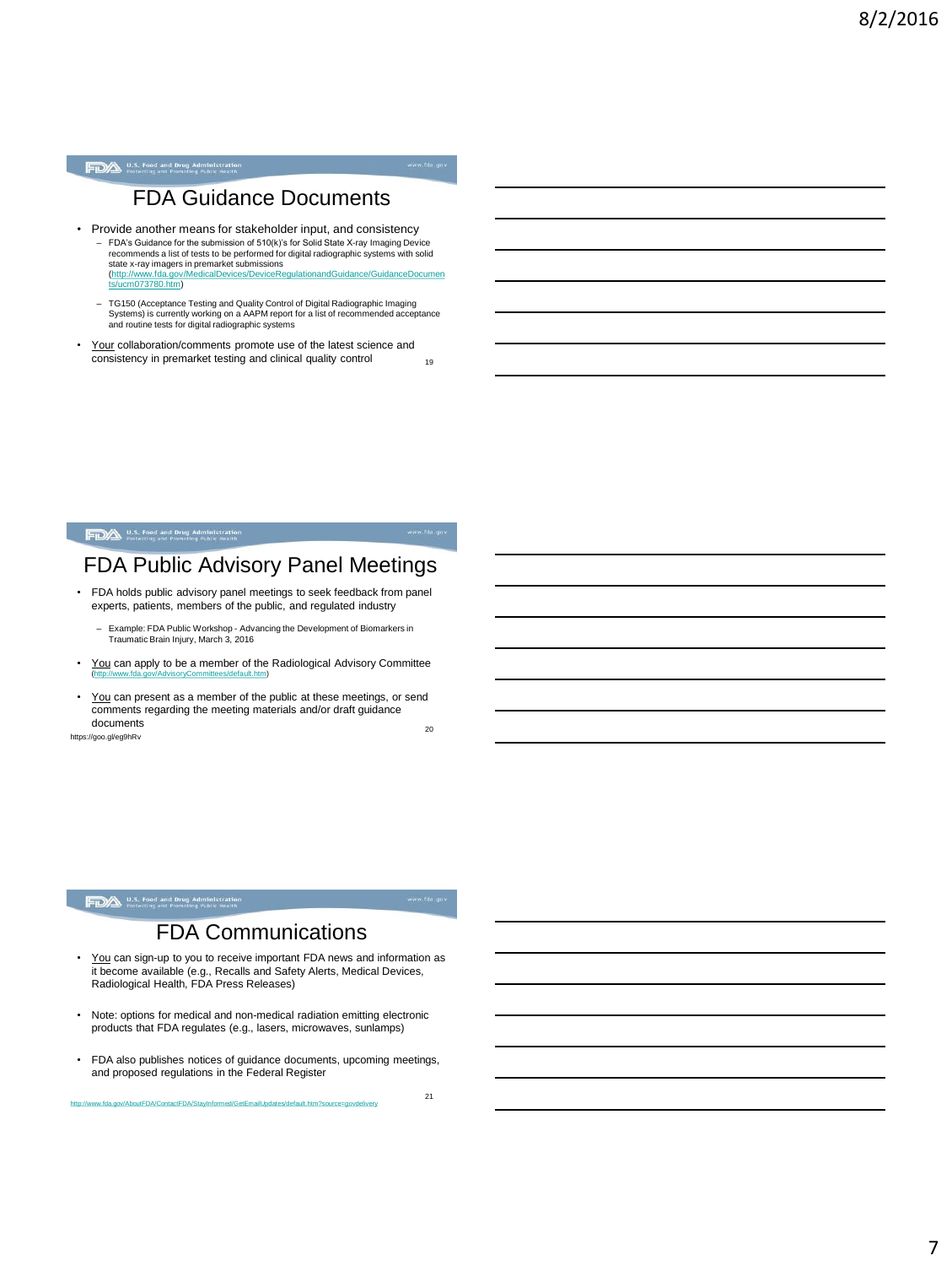## FDA Guidance Documents

- Provide another means for stakeholder input, and consistency
  - FDA's Guidance for the submission of 510(k)'s for Solid State X-ray Imaging Device recommends a list of tests to be performed for digital radiographic systems with solid state x-ray imagers in premarket submissions (http://www.fda.gov/MedicalDevices/DeviceRegulationandGuidance/GuidanceDocuments/ucm073780.htm)
  - TG150 (Acceptance Testing and Quality Control of Digital Radiographic Imaging Systems) is currently working on a AAPM report for a list of recommended acceptance and routine tests for digital radiographic systems
- Your collaboration/comments promote use of the latest science and consistency in premarket testing and clinical quality control

## FDA Public Advisory Panel Meetings

- FDA holds public advisory panel meetings to seek feedback from panel experts, patients, members of the public, and regulated industry
  - Example: FDA Public Workshop - Advancing the Development of Biomarkers in Traumatic Brain Injury, March 3, 2016
- You can apply to be a member of the Radiological Advisory Committee (http://www.fda.gov/AdvisoryCommittees/default.htm)
- You can present as a member of the public at these meetings, or send comments regarding the meeting materials and/or draft guidance documents

https://goo.gl/eg9hRv

## FDA Communications

- You can sign-up to you to receive important FDA news and information as it become available (e.g., Recalls and Safety Alerts, Medical Devices, Radiological Health, FDA Press Releases)
- Note: options for medical and non-medical radiation emitting electronic products that FDA regulates (e.g., lasers, microwaves, sunlamps)
- FDA also publishes notices of guidance documents, upcoming meetings, and proposed regulations in the Federal Register

http://www.fda.gov/AboutFDA/ContactFDA/StayInformed/GetEmailUpdates/default.htm?source=govdelivery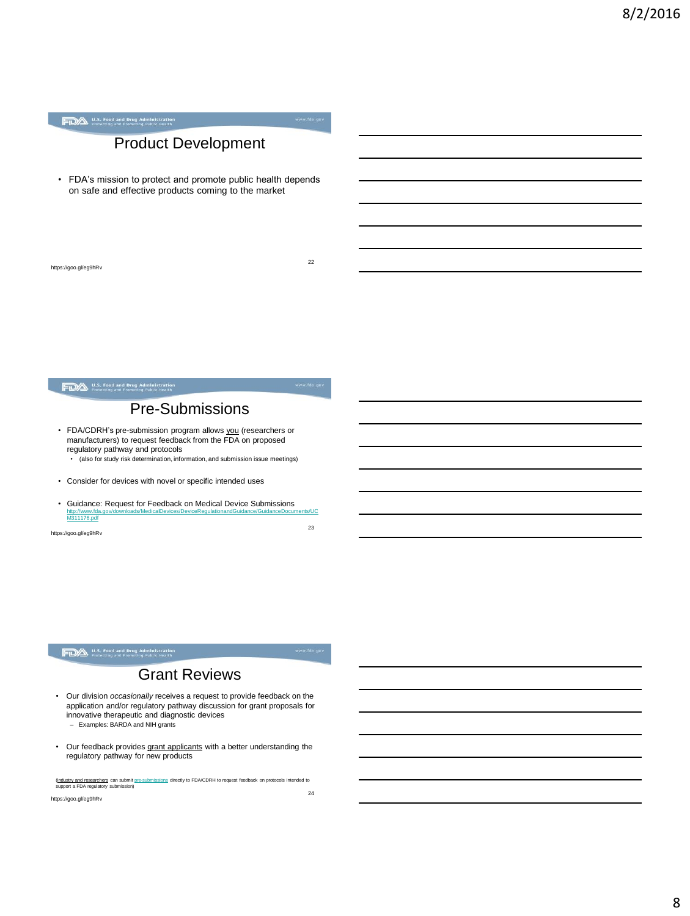## Product Development

- FDA's mission to protect and promote public health depends on safe and effective products coming to the market

https://goo.gl/eg9hRv

## Pre-Submissions

- FDA/CDRH's pre-submission program allows you (researchers or manufacturers) to request feedback from the FDA on proposed regulatory pathway and protocols
  - (also for study risk determination, information, and submission issue meetings)
- Consider for devices with novel or specific intended uses
- Guidance: Request for Feedback on Medical Device Submissions
  http://www.fda.gov/downloads/MedicalDevices/DeviceRegulationandGuidance/GuidanceDocuments/UCM311176.pdf

https://goo.gl/eg9hRv

## Grant Reviews

- Our division *occasionally* receives a request to provide feedback on the application and/or regulatory pathway discussion for grant proposals for innovative therapeutic and diagnostic devices
  - Examples: BARDA and NIH grants
- Our feedback provides grant applicants with a better understanding the regulatory pathway for new products

(industry and researchers can submit pre-submissions directly to FDA/CDRH to request feedback on protocols intended to support a FDA regulatory submission)

https://goo.gl/eg9hRv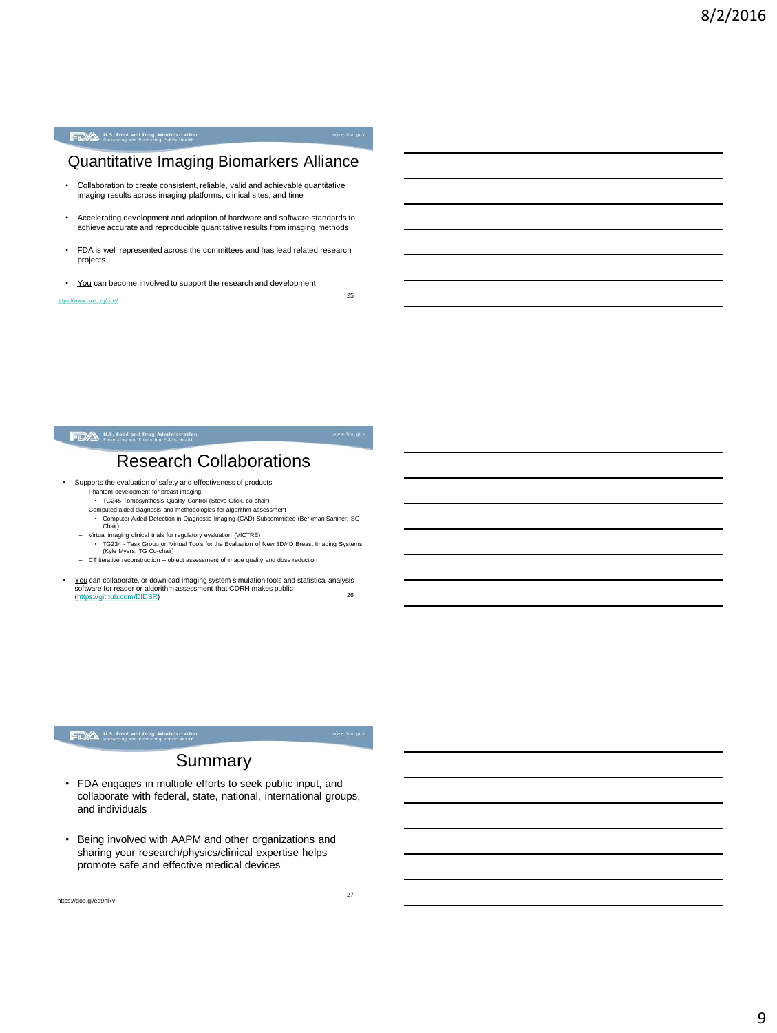## Quantitative Imaging Biomarkers Alliance

- Collaboration to create consistent, reliable, valid and achievable quantitative imaging results across imaging platforms, clinical sites, and time
- Accelerating development and adoption of hardware and software standards to achieve accurate and reproducible quantitative results from imaging methods
- FDA is well represented across the committees and has lead related research projects
- You can become involved to support the research and development

https://www.rsna.org/qiba/

## Research Collaborations

- Supports the evaluation of safety and effectiveness of products
  - Phantom development for breast imaging
    - TG245 Tomosynthesis Quality Control (Steve Glick, co-chair)
  - Computed aided diagnosis and methodologies for algorithm assessment
    - Computer Aided Detection in Diagnostic Imaging (CAD) Subcommittee (Berkman Sahiner, SC Chair)
  - Virtual imaging clinical trials for regulatory evaluation (VICTRE)
    - TG234 - Task Group on Virtual Tools for the Evaluation of New 3D/4D Breast Imaging Systems (Kyle Myers, TG Co-chair)
  - CT iterative reconstruction – object assessment of image quality and dose reduction
- You can collaborate, or download imaging system simulation tools and statistical analysis software for reader or algorithm assessment that CDRH makes public (https://github.com/DIDSR)

## Summary

- FDA engages in multiple efforts to seek public input, and collaborate with federal, state, national, international groups, and individuals
- Being involved with AAPM and other organizations and sharing your research/physics/clinical expertise helps promote safe and effective medical devices

https://goo.gl/eg9hRv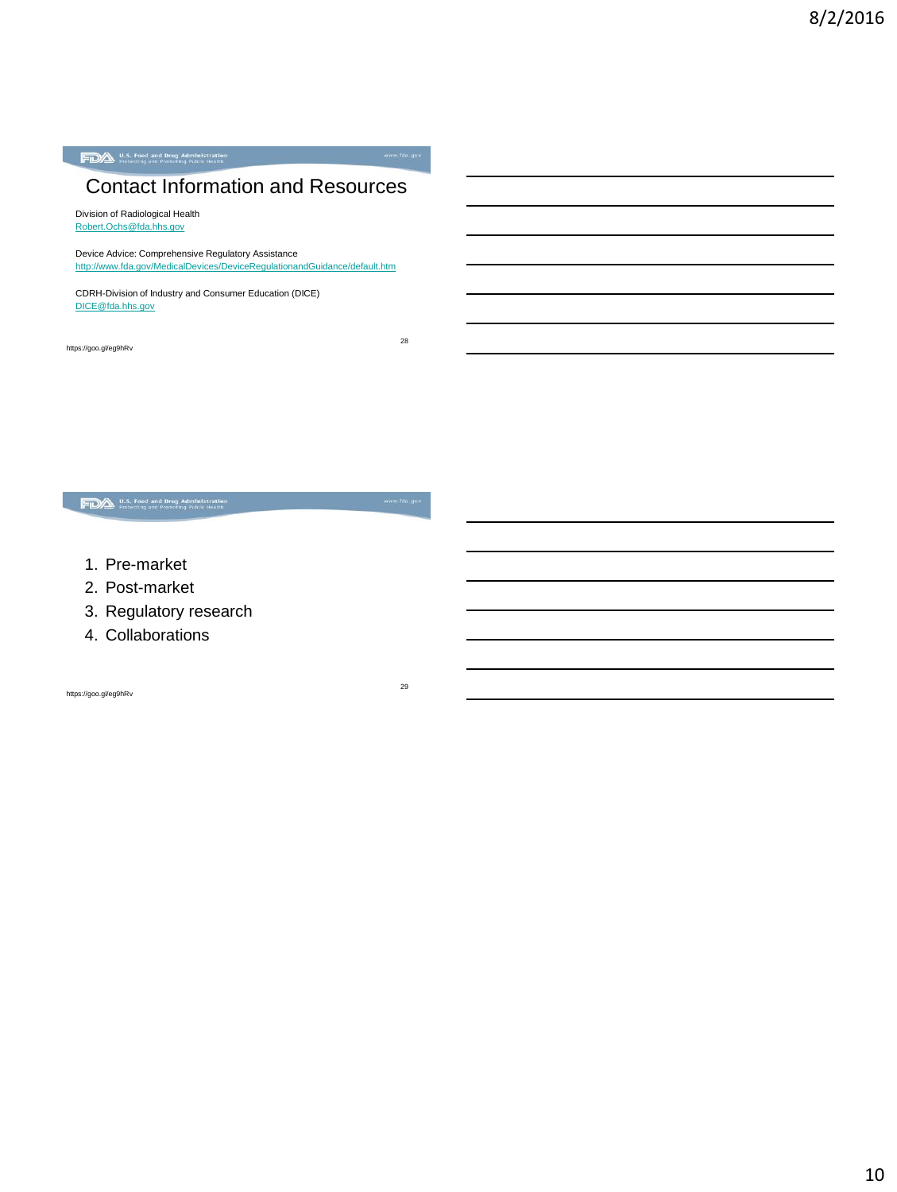## Contact Information and Resources

Division of Radiological Health
Robert.Ochs@fda.hhs.gov

Device Advice: Comprehensive Regulatory Assistance
http://www.fda.gov/MedicalDevices/DeviceRegulationandGuidance/default.htm

CDRH-Division of Industry and Consumer Education (DICE)
DICE@fda.hhs.gov

https://goo.gl/eg9hRv

1. Pre-market
2. Post-market
3. Regulatory research
4. Collaborations

https://goo.gl/eg9hRv